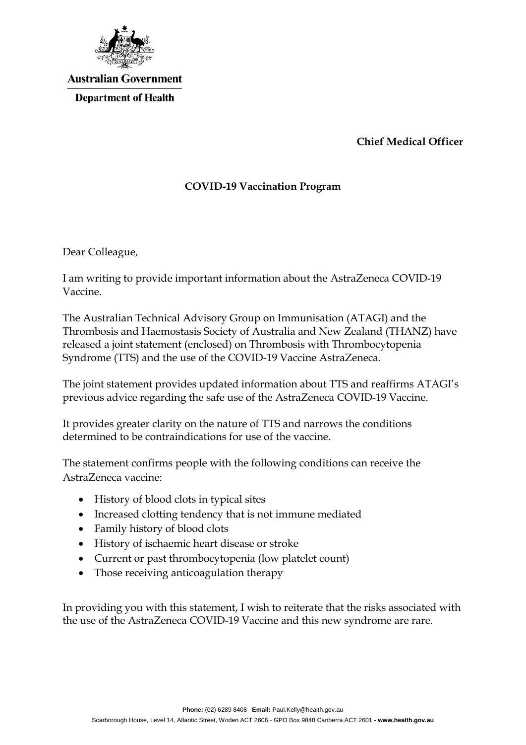**Australian Government**

**Department of Health**

**Chief Medical Officer**

## COVID-19 Vaccination Program

Dear Colleague,

I am writing to provide important information about the AstraZeneca COVID-19 Vaccine.

The Australian Technical Advisory Group on Immunisation (ATAGI) and the Thrombosis and Haemostasis Society of Australia and New Zealand (THANZ) have released a joint statement (enclosed) on Thrombosis with Thrombocytopenia Syndrome (TTS) and the use of the COVID-19 Vaccine AstraZeneca.

The joint statement provides updated information about TTS and reaffirms ATAGI's previous advice regarding the safe use of the AstraZeneca COVID-19 Vaccine.

It provides greater clarity on the nature of TTS and narrows the conditions determined to be contraindications for use of the vaccine.

The statement confirms people with the following conditions can receive the AstraZeneca vaccine:

- History of blood clots in typical sites
- Increased clotting tendency that is not immune mediated
- Family history of blood clots
- History of ischaemic heart disease or stroke
- Current or past thrombocytopenia (low platelet count)
- Those receiving anticoagulation therapy

In providing you with this statement, I wish to reiterate that the risks associated with the use of the AstraZeneca COVID-19 Vaccine and this new syndrome are rare.

**Phone:** (02) 6289 8408 **Email:** Paul.Kelly@health.gov.au

Scarborough House, Level 14, Atlantic Street, Woden ACT 2606 - GPO Box 9848 Canberra ACT 2601 **- www.health.gov.au**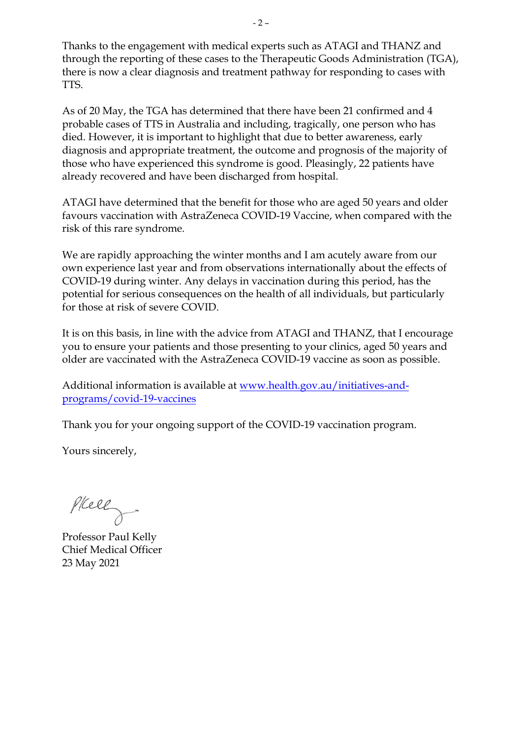Thanks to the engagement with medical experts such as ATAGI and THANZ and through the reporting of these cases to the Therapeutic Goods Administration (TGA), there is now a clear diagnosis and treatment pathway for responding to cases with TTS.

As of 20 May, the TGA has determined that there have been 21 confirmed and 4 probable cases of TTS in Australia and including, tragically, one person who has died. However, it is important to highlight that due to better awareness, early diagnosis and appropriate treatment, the outcome and prognosis of the majority of those who have experienced this syndrome is good. Pleasingly, 22 patients have already recovered and have been discharged from hospital.

ATAGI have determined that the benefit for those who are aged 50 years and older favours vaccination with AstraZeneca COVID-19 Vaccine, when compared with the risk of this rare syndrome.

We are rapidly approaching the winter months and I am acutely aware from our own experience last year and from observations internationally about the effects of COVID-19 during winter. Any delays in vaccination during this period, has the potential for serious consequences on the health of all individuals, but particularly for those at risk of severe COVID.

It is on this basis, in line with the advice from ATAGI and THANZ, that I encourage you to ensure your patients and those presenting to your clinics, aged 50 years and older are vaccinated with the AstraZeneca COVID-19 vaccine as soon as possible.

Additional information is available at [www.health.gov.au/initiatives-and-programs/covid-19-vaccines](http://www.health.gov.au/initiatives-and-programs/covid-19-vaccines)

Thank you for your ongoing support of the COVID-19 vaccination program.

Yours sincerely,

Professor Paul Kelly
Chief Medical Officer
23 May 2021